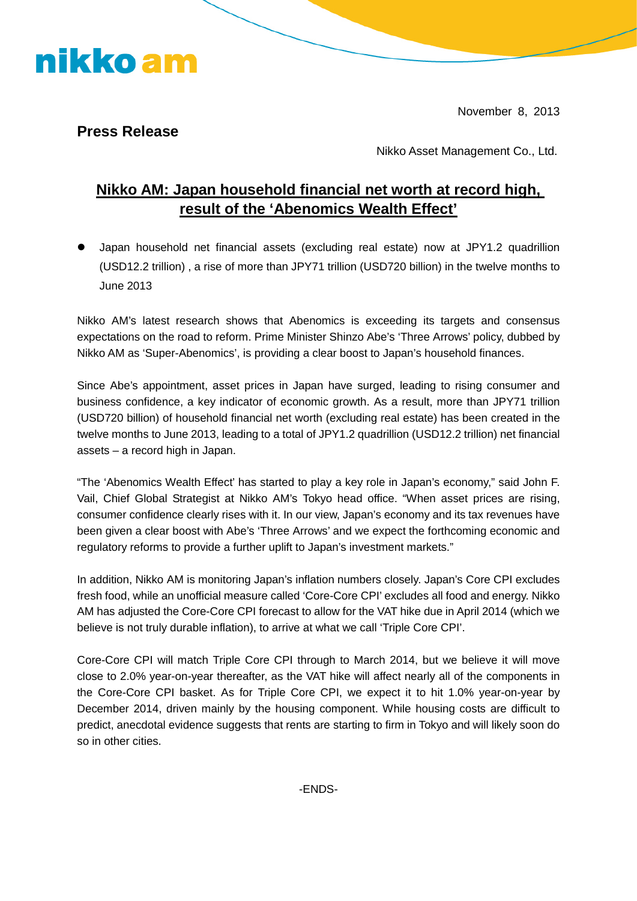nikko am

November 8, 2013

**Press Release**

Nikko Asset Management Co., Ltd.

# Nikko AM: Japan household financial net worth at record high, result of the 'Abenomics Wealth Effect'

- Japan household net financial assets (excluding real estate) now at JPY1.2 quadrillion (USD12.2 trillion) , a rise of more than JPY71 trillion (USD720 billion) in the twelve months to June 2013

Nikko AM's latest research shows that Abenomics is exceeding its targets and consensus expectations on the road to reform. Prime Minister Shinzo Abe's 'Three Arrows' policy, dubbed by Nikko AM as 'Super-Abenomics', is providing a clear boost to Japan's household finances.

Since Abe's appointment, asset prices in Japan have surged, leading to rising consumer and business confidence, a key indicator of economic growth. As a result, more than JPY71 trillion (USD720 billion) of household financial net worth (excluding real estate) has been created in the twelve months to June 2013, leading to a total of JPY1.2 quadrillion (USD12.2 trillion) net financial assets – a record high in Japan.

"The 'Abenomics Wealth Effect' has started to play a key role in Japan's economy," said John F. Vail, Chief Global Strategist at Nikko AM's Tokyo head office. "When asset prices are rising, consumer confidence clearly rises with it. In our view, Japan's economy and its tax revenues have been given a clear boost with Abe's 'Three Arrows' and we expect the forthcoming economic and regulatory reforms to provide a further uplift to Japan's investment markets."

In addition, Nikko AM is monitoring Japan's inflation numbers closely. Japan's Core CPI excludes fresh food, while an unofficial measure called 'Core-Core CPI' excludes all food and energy. Nikko AM has adjusted the Core-Core CPI forecast to allow for the VAT hike due in April 2014 (which we believe is not truly durable inflation), to arrive at what we call 'Triple Core CPI'.

Core-Core CPI will match Triple Core CPI through to March 2014, but we believe it will move close to 2.0% year-on-year thereafter, as the VAT hike will affect nearly all of the components in the Core-Core CPI basket. As for Triple Core CPI, we expect it to hit 1.0% year-on-year by December 2014, driven mainly by the housing component. While housing costs are difficult to predict, anecdotal evidence suggests that rents are starting to firm in Tokyo and will likely soon do so in other cities.

-ENDS-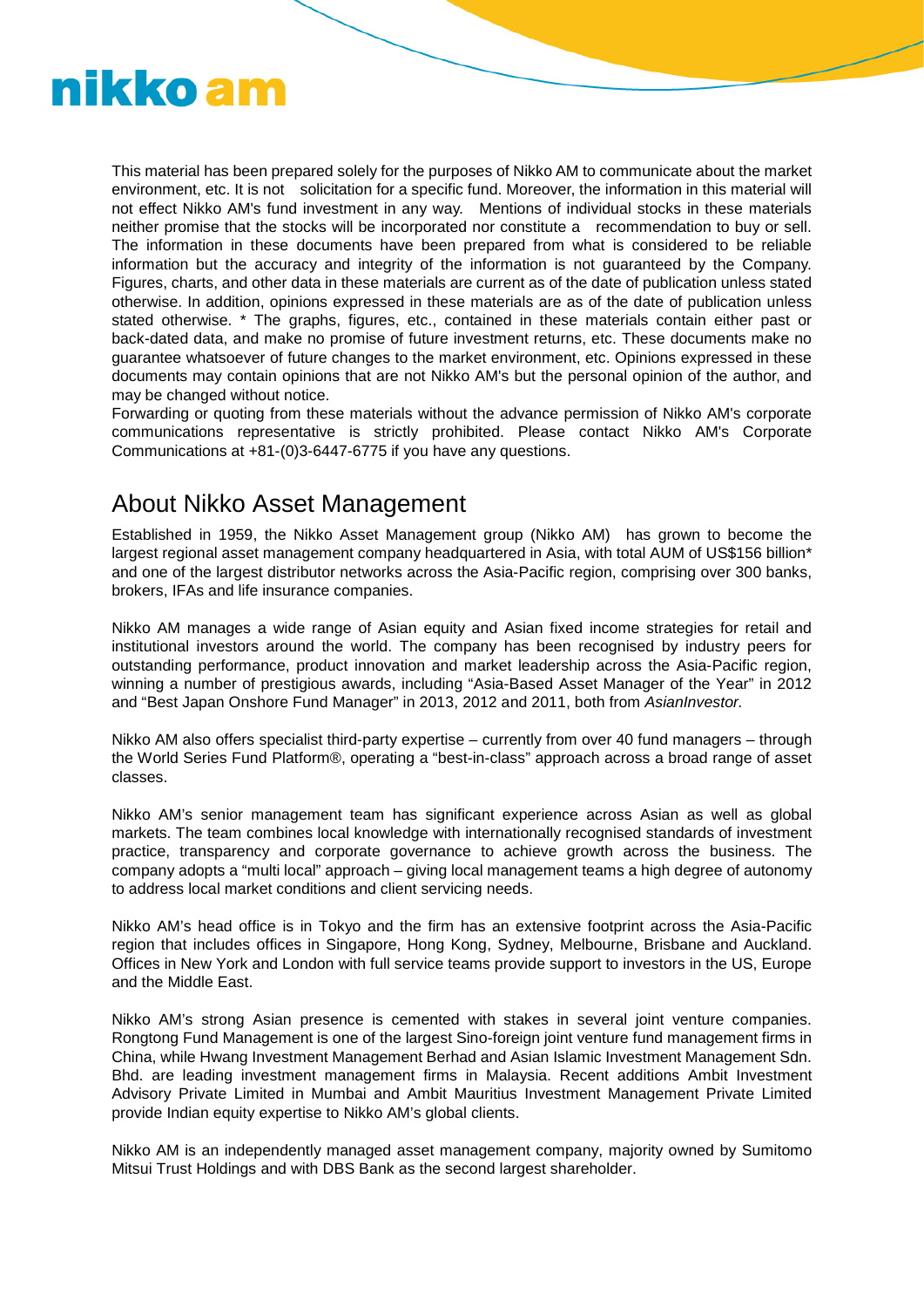This material has been prepared solely for the purposes of Nikko AM to communicate about the market environment, etc. It is not solicitation for a specific fund. Moreover, the information in this material will not effect Nikko AM's fund investment in any way. Mentions of individual stocks in these materials neither promise that the stocks will be incorporated nor constitute a recommendation to buy or sell. The information in these documents have been prepared from what is considered to be reliable information but the accuracy and integrity of the information is not guaranteed by the Company. Figures, charts, and other data in these materials are current as of the date of publication unless stated otherwise. In addition, opinions expressed in these materials are as of the date of publication unless stated otherwise. * The graphs, figures, etc., contained in these materials contain either past or back-dated data, and make no promise of future investment returns, etc. These documents make no guarantee whatsoever of future changes to the market environment, etc. Opinions expressed in these documents may contain opinions that are not Nikko AM's but the personal opinion of the author, and may be changed without notice.

Forwarding or quoting from these materials without the advance permission of Nikko AM's corporate communications representative is strictly prohibited. Please contact Nikko AM's Corporate Communications at +81-(0)3-6447-6775 if you have any questions.

## About Nikko Asset Management

Established in 1959, the Nikko Asset Management group (Nikko AM) has grown to become the largest regional asset management company headquartered in Asia, with total AUM of US$156 billion* and one of the largest distributor networks across the Asia-Pacific region, comprising over 300 banks, brokers, IFAs and life insurance companies.

Nikko AM manages a wide range of Asian equity and Asian fixed income strategies for retail and institutional investors around the world. The company has been recognised by industry peers for outstanding performance, product innovation and market leadership across the Asia-Pacific region, winning a number of prestigious awards, including "Asia-Based Asset Manager of the Year" in 2012 and "Best Japan Onshore Fund Manager" in 2013, 2012 and 2011, both from *AsianInvestor.*

Nikko AM also offers specialist third-party expertise – currently from over 40 fund managers – through the World Series Fund Platform®, operating a "best-in-class" approach across a broad range of asset classes.

Nikko AM's senior management team has significant experience across Asian as well as global markets. The team combines local knowledge with internationally recognised standards of investment practice, transparency and corporate governance to achieve growth across the business. The company adopts a "multi local" approach – giving local management teams a high degree of autonomy to address local market conditions and client servicing needs.

Nikko AM's head office is in Tokyo and the firm has an extensive footprint across the Asia-Pacific region that includes offices in Singapore, Hong Kong, Sydney, Melbourne, Brisbane and Auckland. Offices in New York and London with full service teams provide support to investors in the US, Europe and the Middle East.

Nikko AM's strong Asian presence is cemented with stakes in several joint venture companies. Rongtong Fund Management is one of the largest Sino-foreign joint venture fund management firms in China, while Hwang Investment Management Berhad and Asian Islamic Investment Management Sdn. Bhd. are leading investment management firms in Malaysia. Recent additions Ambit Investment Advisory Private Limited in Mumbai and Ambit Mauritius Investment Management Private Limited provide Indian equity expertise to Nikko AM's global clients.

Nikko AM is an independently managed asset management company, majority owned by Sumitomo Mitsui Trust Holdings and with DBS Bank as the second largest shareholder.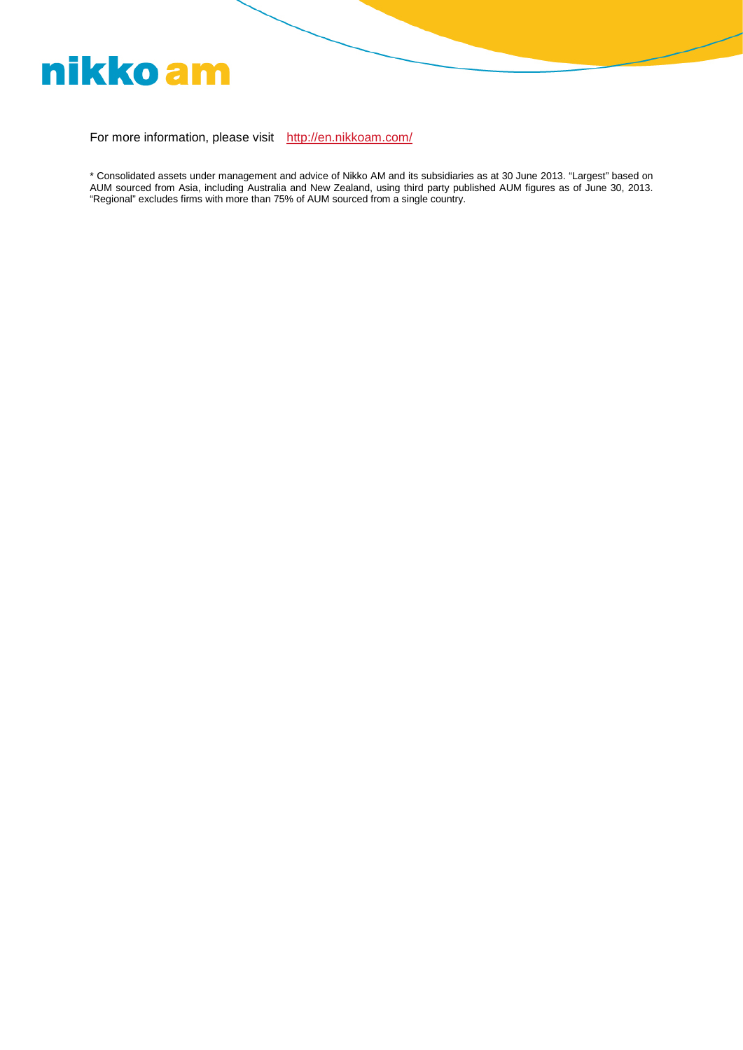For more information, please visit http://en.nikkoam.com/

* Consolidated assets under management and advice of Nikko AM and its subsidiaries as at 30 June 2013. “Largest” based on AUM sourced from Asia, including Australia and New Zealand, using third party published AUM figures as of June 30, 2013. “Regional” excludes firms with more than 75% of AUM sourced from a single country.